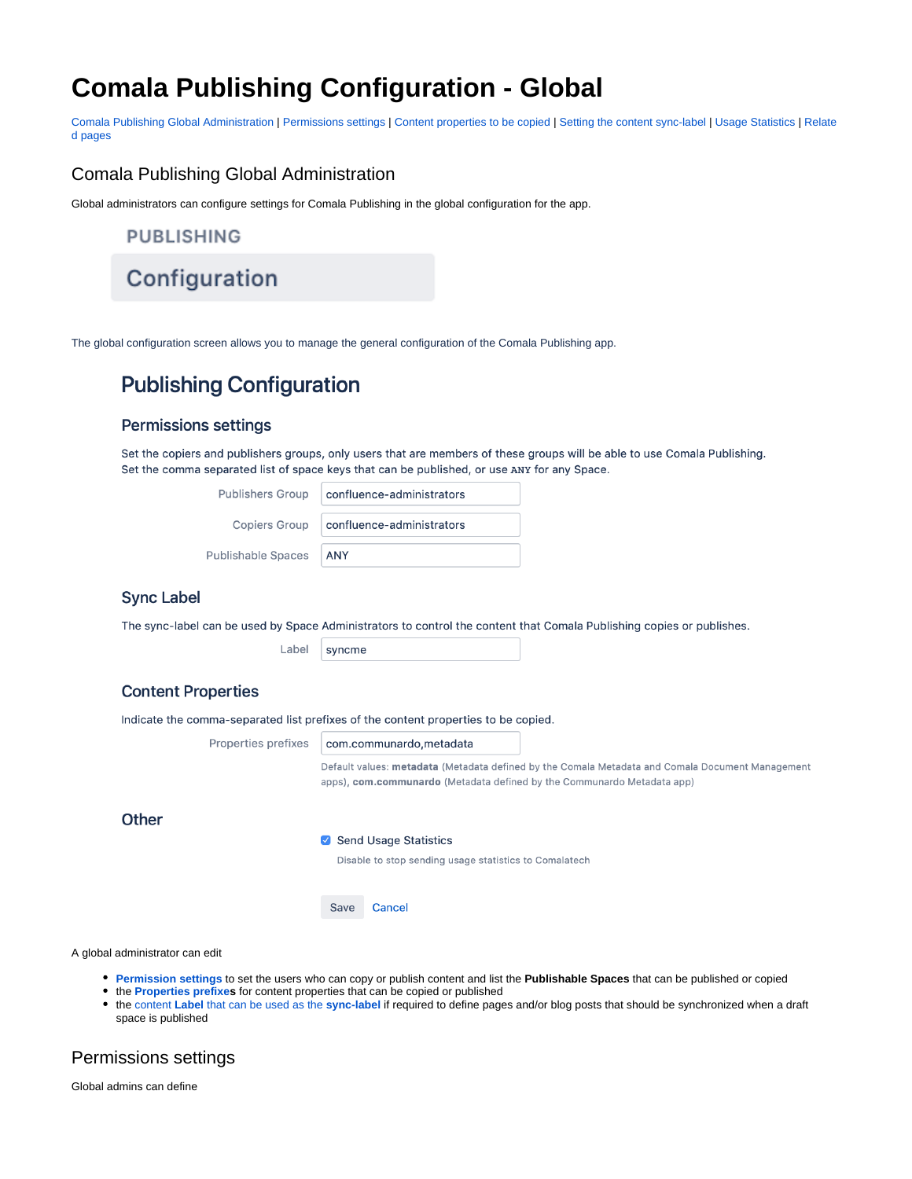# Comala Publishing Configuration - Global

Comala Publishing Global Administration | Permissions settings | Content properties to be copied | Setting the content sync-label | Usage Statistics | Related pages

## Comala Publishing Global Administration

Global administrators can configure settings for Comala Publishing in the global configuration for the app.

PUBLISHING

Configuration

The global configuration screen allows you to manage the general configuration of the Comala Publishing app.

## Publishing Configuration

### Permissions settings

Set the copiers and publishers groups, only users that are members of these groups will be able to use Comala Publishing.
Set the comma separated list of space keys that can be published, or use ANY for any Space.

Publishers Group: confluence-administrators

Copiers Group: confluence-administrators

Publishable Spaces: ANY

### Sync Label

The sync-label can be used by Space Administrators to control the content that Comala Publishing copies or publishes.

Label: syncme

### Content Properties

Indicate the comma-separated list prefixes of the content properties to be copied.

Properties prefixes: com.communardo,metadata

Default values: **metadata** (Metadata defined by the Comala Metadata and Comala Document Management apps), **com.communardo** (Metadata defined by the Communardo Metadata app)

### Other

- [x] Send Usage Statistics

Disable to stop sending usage statistics to Comalatech

Save Cancel

A global administrator can edit

- **Permission settings** to set the users who can copy or publish content and list the **Publishable Spaces** that can be published or copied
- the **Properties prefixes** for content properties that can be copied or published
- the content **Label** that can be used as the **sync-label** if required to define pages and/or blog posts that should be synchronized when a draft space is published

## Permissions settings

Global admins can define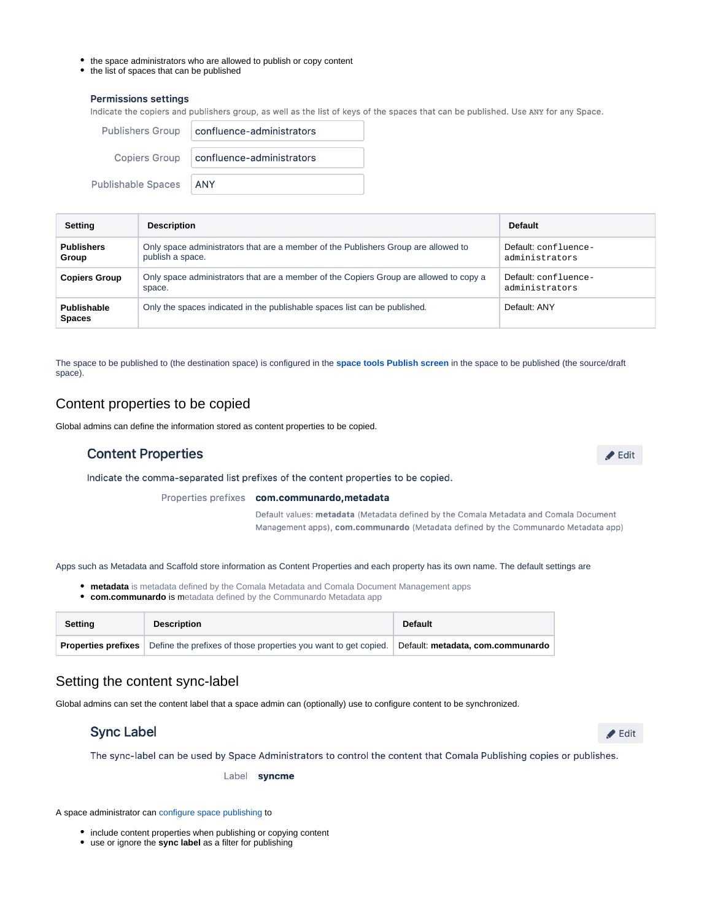- the space administrators who are allowed to publish or copy content
- the list of spaces that can be published

### Permissions settings

Indicate the copiers and publishers group, as well as the list of keys of the spaces that can be published. Use `ANY` for any Space.

Publishers Group: confluence-administrators

Copiers Group: confluence-administrators

Publishable Spaces: ANY

| Setting | Description | Default |
|---|---|---|
| **Publishers Group** | Only space administrators that are a member of the Publishers Group are allowed to publish a space. | Default: `confluence-administrators` |
| **Copiers Group** | Only space administrators that are a member of the Copiers Group are allowed to copy a space. | Default: `confluence-administrators` |
| **Publishable Spaces** | Only the spaces indicated in the publishable spaces list can be published. | Default: ANY |

The space to be published to (the destination space) is configured in the **space tools Publish screen** in the space to be published (the source/draft space).

## Content properties to be copied

Global admins can define the information stored as content properties to be copied.

### Content Properties

Edit

Indicate the comma-separated list prefixes of the content properties to be copied.

Properties prefixes **com.communardo,metadata**

Default values: **metadata** (Metadata defined by the Comala Metadata and Comala Document Management apps), **com.communardo** (Metadata defined by the Communardo Metadata app)

Apps such as Metadata and Scaffold store information as Content Properties and each property has its own name. The default settings are

- **metadata** is metadata defined by the Comala Metadata and Comala Document Management apps
- **com.communardo** is metadata defined by the Communardo Metadata app

| Setting | Description | Default |
|---|---|---|
| **Properties prefixes** | Define the prefixes of those properties you want to get copied. | Default: **metadata, com.communardo** |

## Setting the content sync-label

Global admins can set the content label that a space admin can (optionally) use to configure content to be synchronized.

### Sync Label

Edit

The sync-label can be used by Space Administrators to control the content that Comala Publishing copies or publishes.

Label **syncme**

A space administrator can configure space publishing to

- include content properties when publishing or copying content
- use or ignore the **sync label** as a filter for publishing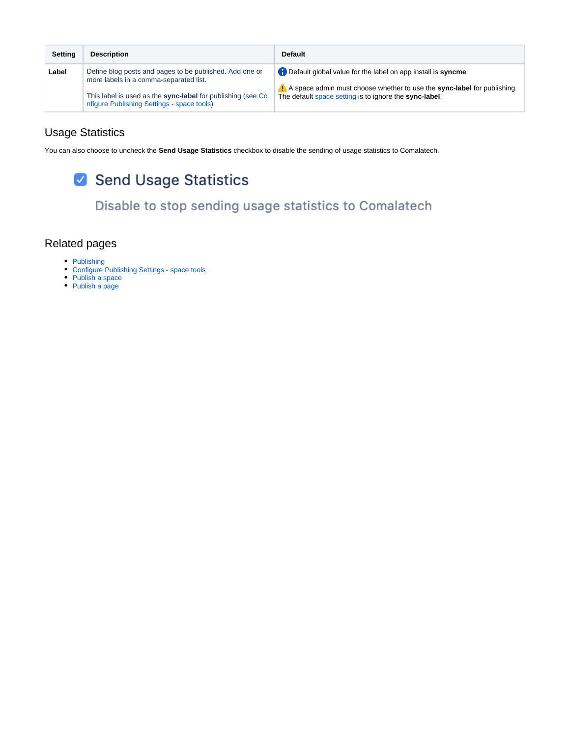| Setting | Description | Default |
|---|---|---|
| **Label** | Define blog posts and pages to be published. Add one or more labels in a comma-separated list.<br><br>This label is used as the **sync-label** for publishing (see Configure Publishing Settings - space tools) | Default global value for the label on app install is **syncme**<br><br>A space admin must choose whether to use the **sync-label** for publishing. The default space setting is to ignore the **sync-label**. |

## Usage Statistics

You can also choose to uncheck the **Send Usage Statistics** checkbox to disable the sending of usage statistics to Comalatech.

Send Usage Statistics

Disable to stop sending usage statistics to Comalatech

## Related pages

- Publishing
- Configure Publishing Settings - space tools
- Publish a space
- Publish a page